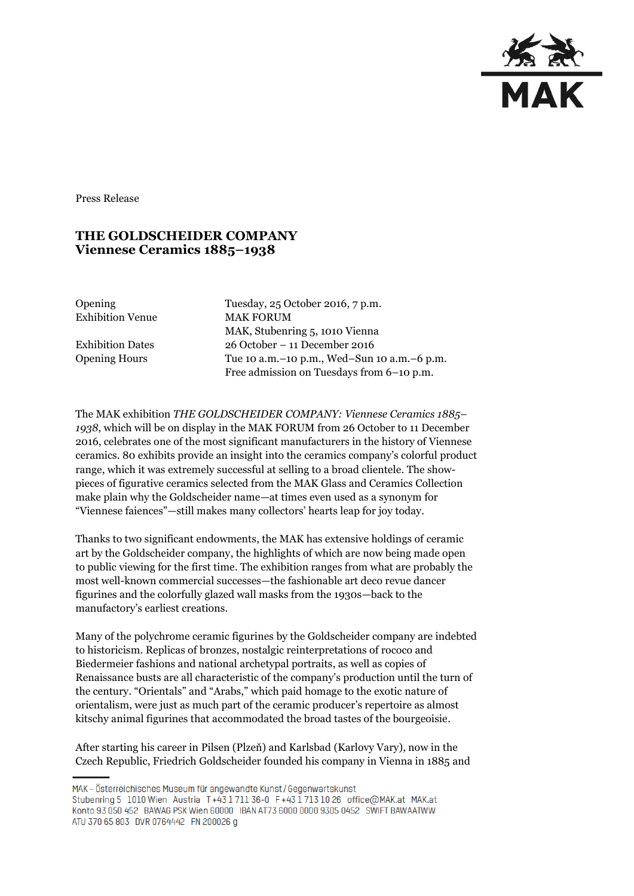Press Release

# THE GOLDSCHEIDER COMPANY
## Viennese Ceramics 1885–1938

| | |
|---|---|
| Opening | Tuesday, 25 October 2016, 7 p.m. |
| Exhibition Venue | MAK FORUM |
| | MAK, Stubenring 5, 1010 Vienna |
| Exhibition Dates | 26 October – 11 December 2016 |
| Opening Hours | Tue 10 a.m.–10 p.m., Wed–Sun 10 a.m.–6 p.m. |
| | Free admission on Tuesdays from 6–10 p.m. |

The MAK exhibition *THE GOLDSCHEIDER COMPANY: Viennese Ceramics 1885–1938*, which will be on display in the MAK FORUM from 26 October to 11 December 2016, celebrates one of the most significant manufacturers in the history of Viennese ceramics. 80 exhibits provide an insight into the ceramics company's colorful product range, which it was extremely successful at selling to a broad clientele. The show-pieces of figurative ceramics selected from the MAK Glass and Ceramics Collection make plain why the Goldscheider name—at times even used as a synonym for "Viennese faiences"—still makes many collectors' hearts leap for joy today.

Thanks to two significant endowments, the MAK has extensive holdings of ceramic art by the Goldscheider company, the highlights of which are now being made open to public viewing for the first time. The exhibition ranges from what are probably the most well-known commercial successes—the fashionable art deco revue dancer figurines and the colorfully glazed wall masks from the 1930s—back to the manufactory's earliest creations.

Many of the polychrome ceramic figurines by the Goldscheider company are indebted to historicism. Replicas of bronzes, nostalgic reinterpretations of rococo and Biedermeier fashions and national archetypal portraits, as well as copies of Renaissance busts are all characteristic of the company's production until the turn of the century. "Orientals" and "Arabs," which paid homage to the exotic nature of orientalism, were just as much part of the ceramic producer's repertoire as almost kitschy animal figurines that accommodated the broad tastes of the bourgeoisie.

After starting his career in Pilsen (Plzeň) and Karlsbad (Karlovy Vary), now in the Czech Republic, Friedrich Goldscheider founded his company in Vienna in 1885 and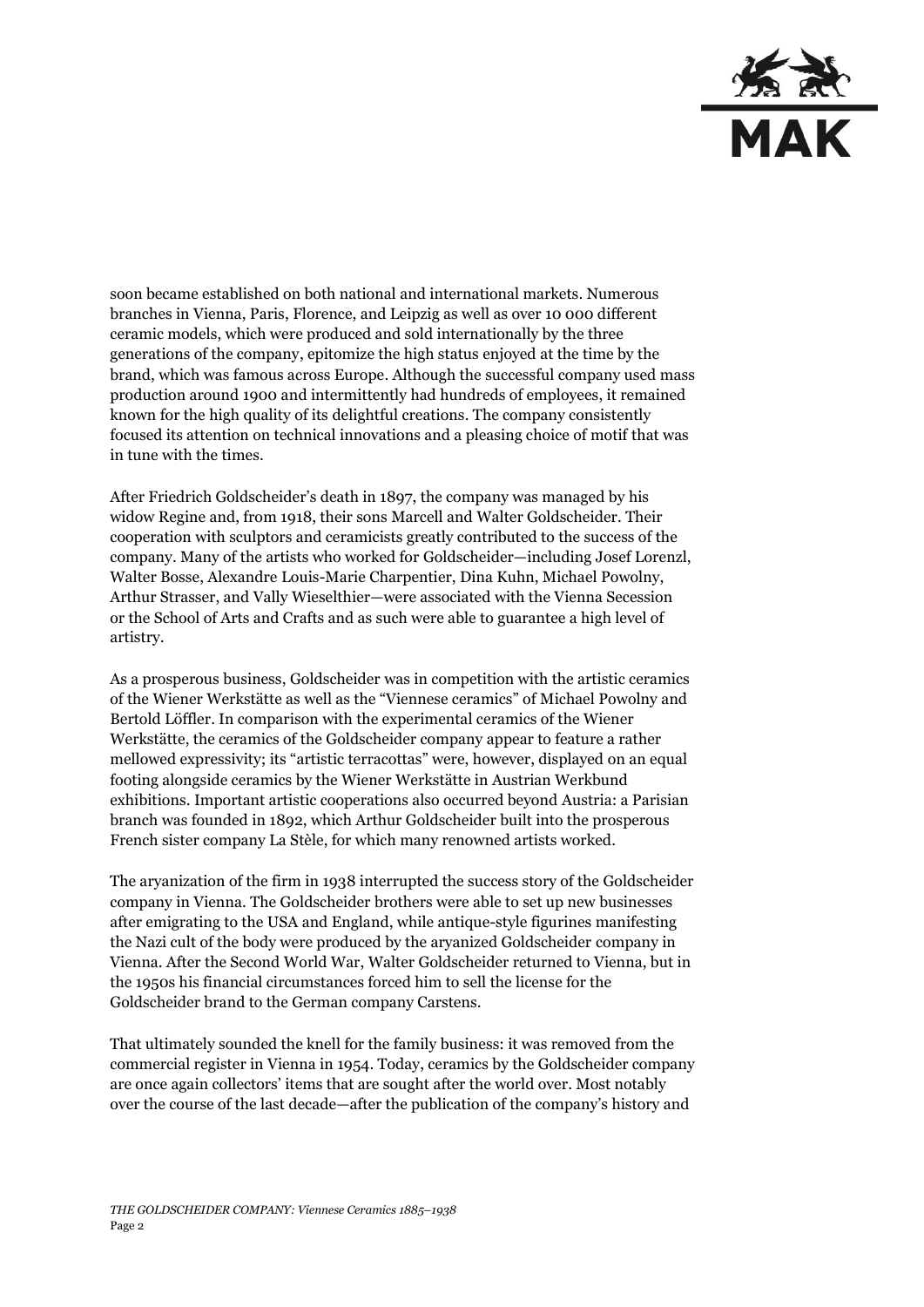soon became established on both national and international markets. Numerous branches in Vienna, Paris, Florence, and Leipzig as well as over 10 000 different ceramic models, which were produced and sold internationally by the three generations of the company, epitomize the high status enjoyed at the time by the brand, which was famous across Europe. Although the successful company used mass production around 1900 and intermittently had hundreds of employees, it remained known for the high quality of its delightful creations. The company consistently focused its attention on technical innovations and a pleasing choice of motif that was in tune with the times.

After Friedrich Goldscheider's death in 1897, the company was managed by his widow Regine and, from 1918, their sons Marcell and Walter Goldscheider. Their cooperation with sculptors and ceramicists greatly contributed to the success of the company. Many of the artists who worked for Goldscheider—including Josef Lorenzl, Walter Bosse, Alexandre Louis-Marie Charpentier, Dina Kuhn, Michael Powolny, Arthur Strasser, and Vally Wieselthier—were associated with the Vienna Secession or the School of Arts and Crafts and as such were able to guarantee a high level of artistry.

As a prosperous business, Goldscheider was in competition with the artistic ceramics of the Wiener Werkstätte as well as the "Viennese ceramics" of Michael Powolny and Bertold Löffler. In comparison with the experimental ceramics of the Wiener Werkstätte, the ceramics of the Goldscheider company appear to feature a rather mellowed expressivity; its "artistic terracottas" were, however, displayed on an equal footing alongside ceramics by the Wiener Werkstätte in Austrian Werkbund exhibitions. Important artistic cooperations also occurred beyond Austria: a Parisian branch was founded in 1892, which Arthur Goldscheider built into the prosperous French sister company La Stèle, for which many renowned artists worked.

The aryanization of the firm in 1938 interrupted the success story of the Goldscheider company in Vienna. The Goldscheider brothers were able to set up new businesses after emigrating to the USA and England, while antique-style figurines manifesting the Nazi cult of the body were produced by the aryanized Goldscheider company in Vienna. After the Second World War, Walter Goldscheider returned to Vienna, but in the 1950s his financial circumstances forced him to sell the license for the Goldscheider brand to the German company Carstens.

That ultimately sounded the knell for the family business: it was removed from the commercial register in Vienna in 1954. Today, ceramics by the Goldscheider company are once again collectors' items that are sought after the world over. Most notably over the course of the last decade—after the publication of the company's history and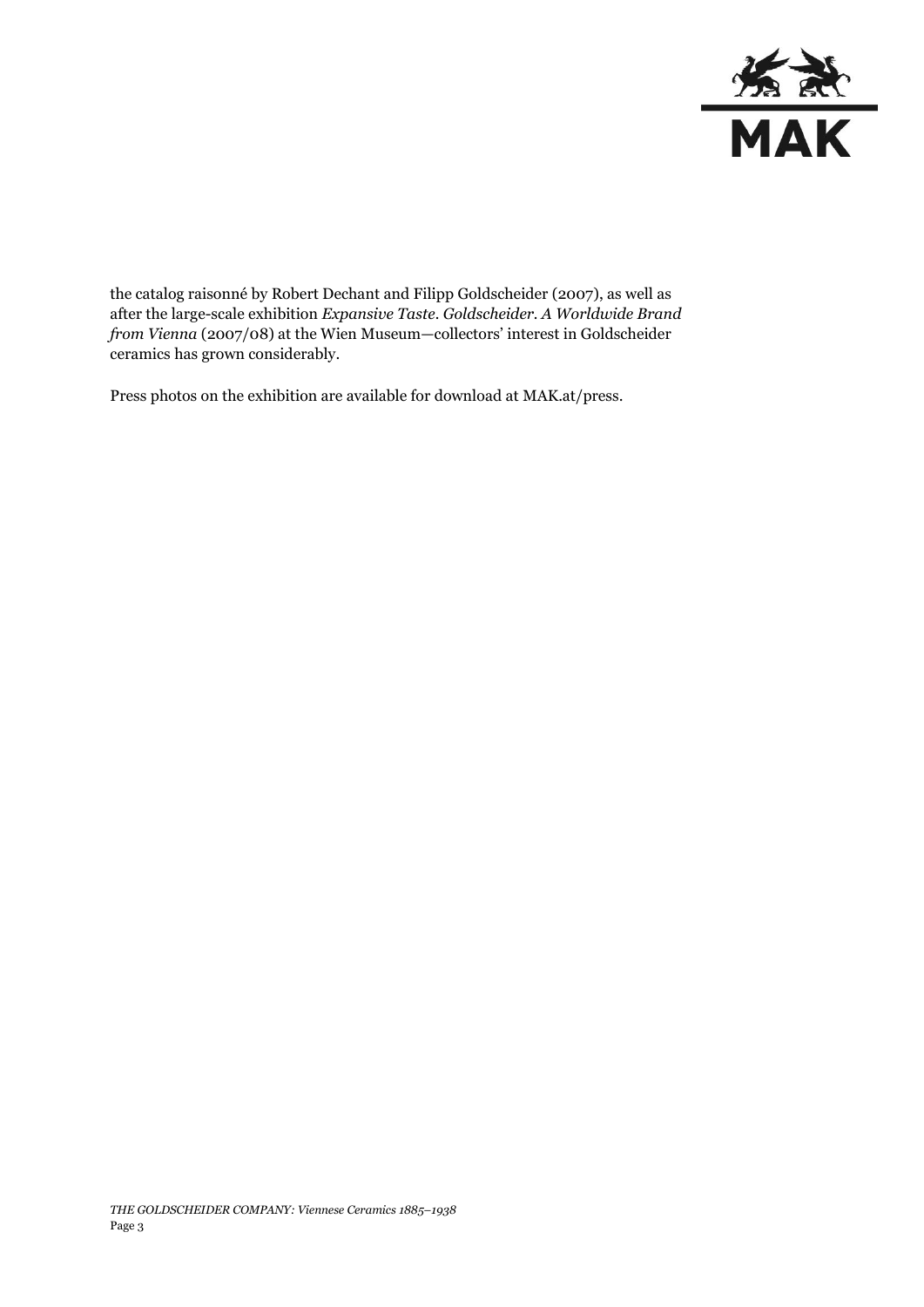the catalog raisonné by Robert Dechant and Filipp Goldscheider (2007), as well as after the large-scale exhibition *Expansive Taste. Goldscheider. A Worldwide Brand from Vienna* (2007/08) at the Wien Museum—collectors' interest in Goldscheider ceramics has grown considerably.

Press photos on the exhibition are available for download at MAK.at/press.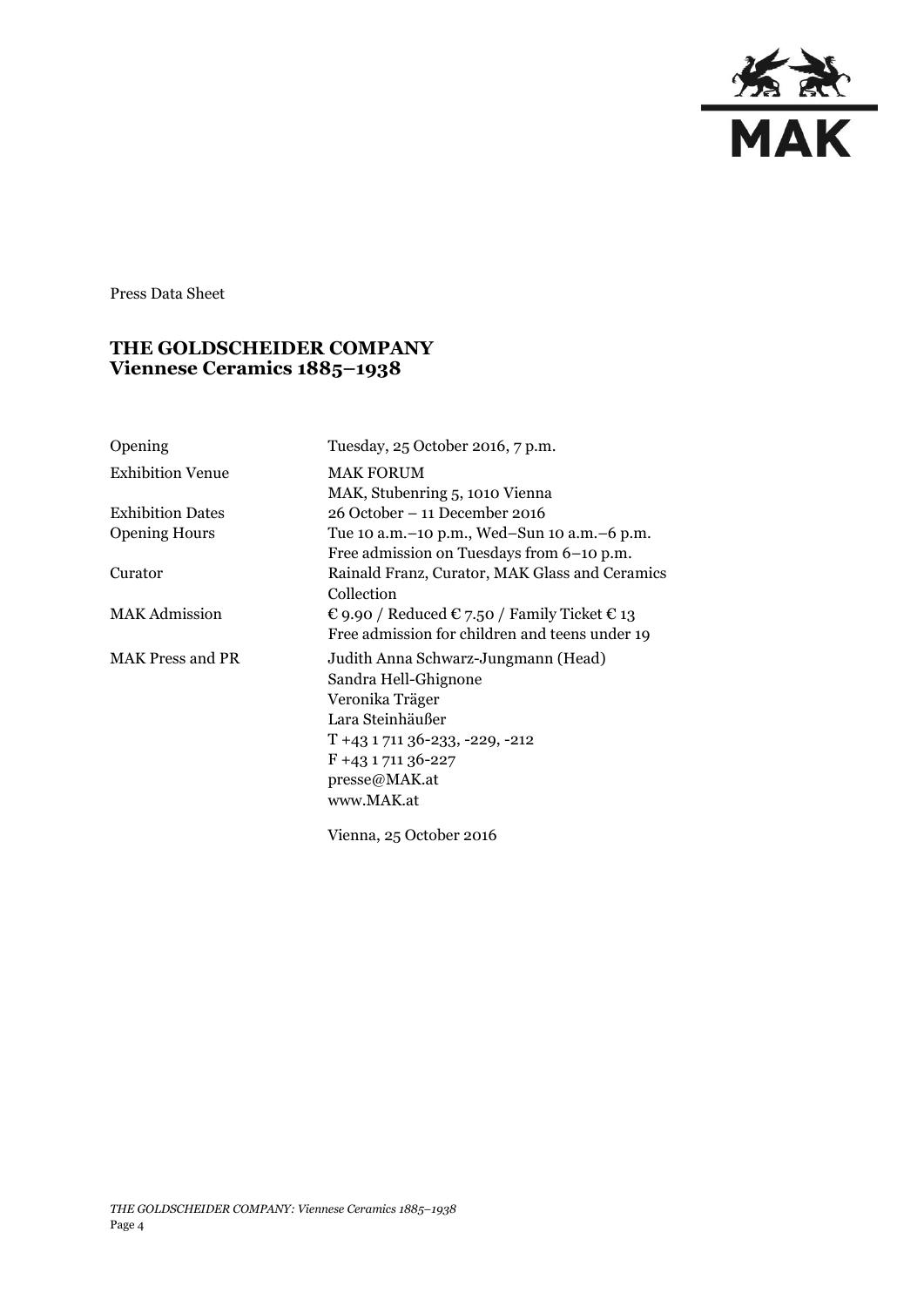Press Data Sheet

## THE GOLDSCHEIDER COMPANY
## Viennese Ceramics 1885–1938

| | |
|---|---|
| Opening | Tuesday, 25 October 2016, 7 p.m. |
| Exhibition Venue | MAK FORUM<br>MAK, Stubenring 5, 1010 Vienna |
| Exhibition Dates | 26 October – 11 December 2016 |
| Opening Hours | Tue 10 a.m.–10 p.m., Wed–Sun 10 a.m.–6 p.m.<br>Free admission on Tuesdays from 6–10 p.m. |
| Curator | Rainald Franz, Curator, MAK Glass and Ceramics Collection |
| MAK Admission | € 9.90 / Reduced € 7.50 / Family Ticket € 13<br>Free admission for children and teens under 19 |
| MAK Press and PR | Judith Anna Schwarz-Jungmann (Head)<br>Sandra Hell-Ghignone<br>Veronika Träger<br>Lara Steinhäußer<br>T +43 1 711 36-233, -229, -212<br>F +43 1 711 36-227<br>presse@MAK.at<br>www.MAK.at |

Vienna, 25 October 2016